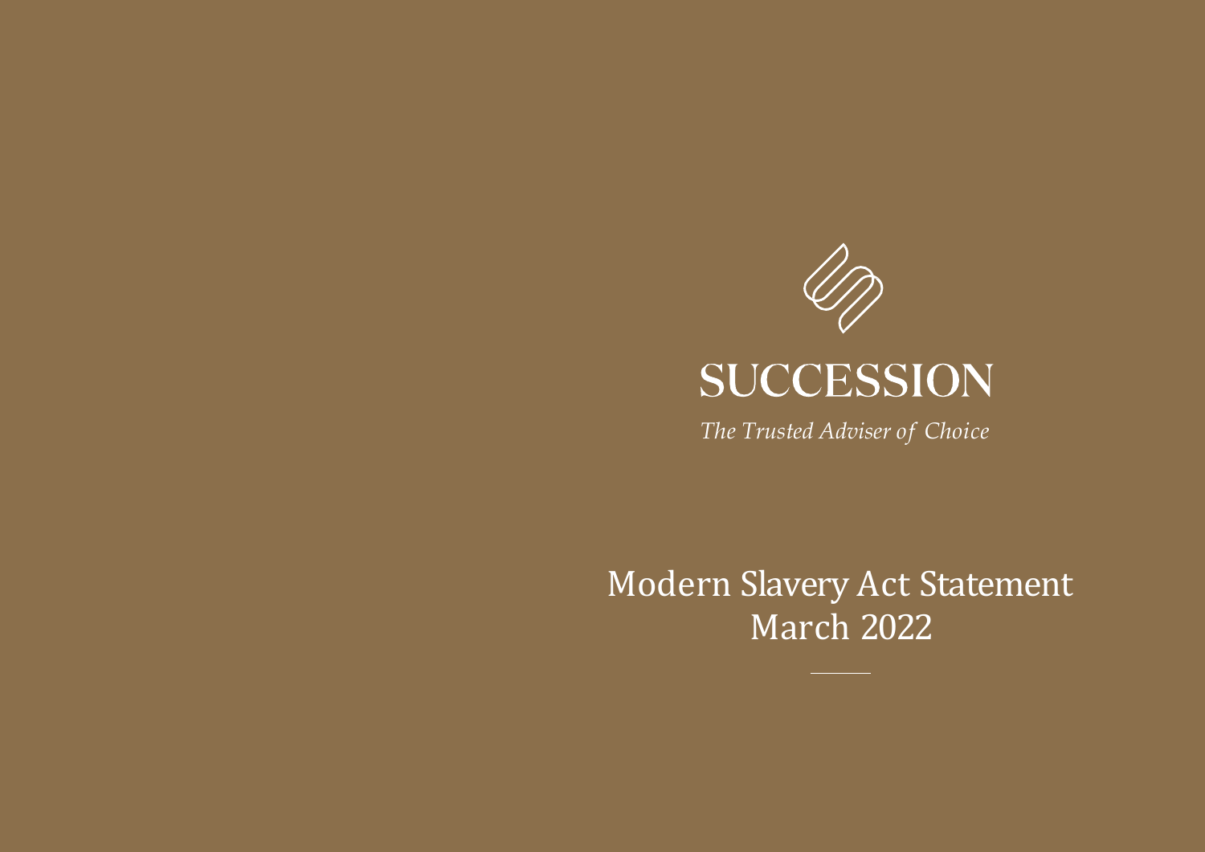# SUCCESSION

*The Trusted Adviser of Choice*

## Modern Slavery Act Statement
## March 2022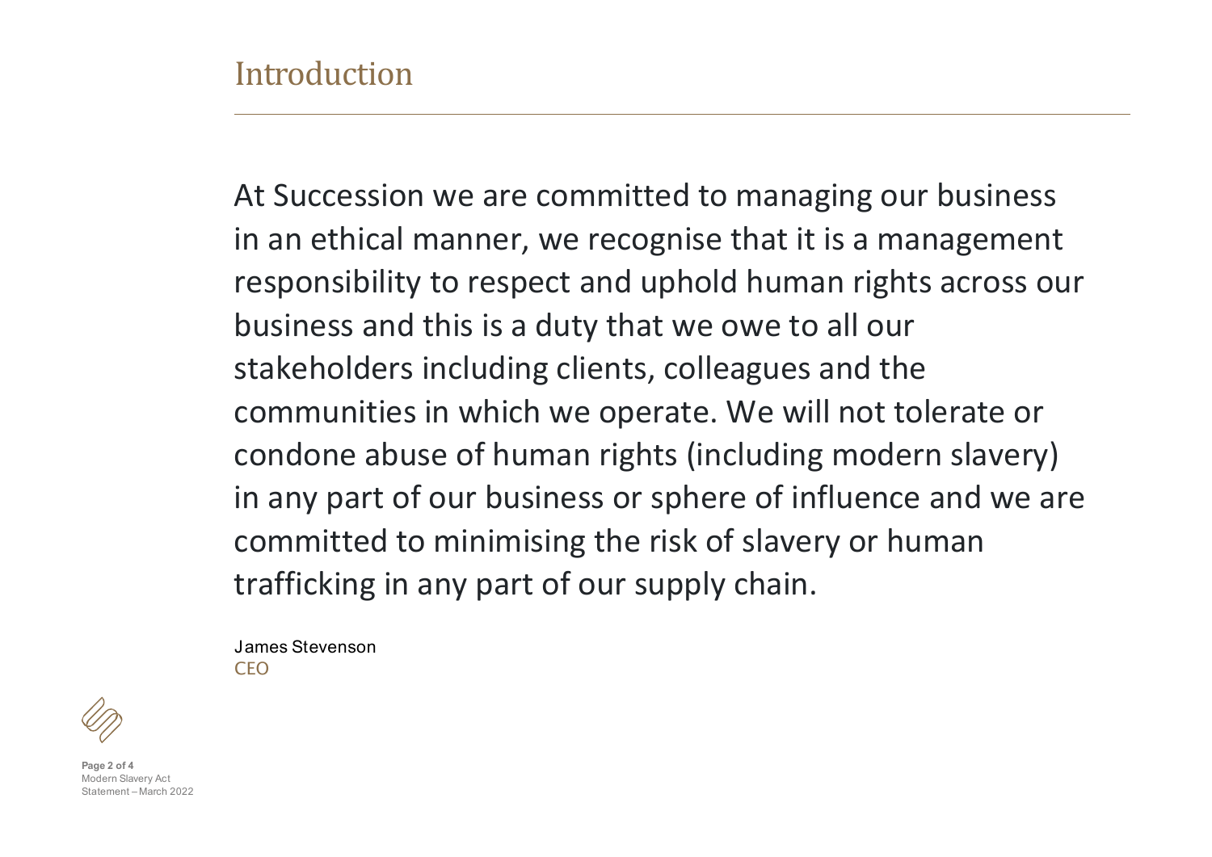# Introduction

At Succession we are committed to managing our business in an ethical manner, we recognise that it is a management responsibility to respect and uphold human rights across our business and this is a duty that we owe to all our stakeholders including clients, colleagues and the communities in which we operate. We will not tolerate or condone abuse of human rights (including modern slavery) in any part of our business or sphere of influence and we are committed to minimising the risk of slavery or human trafficking in any part of our supply chain.

James Stevenson
CEO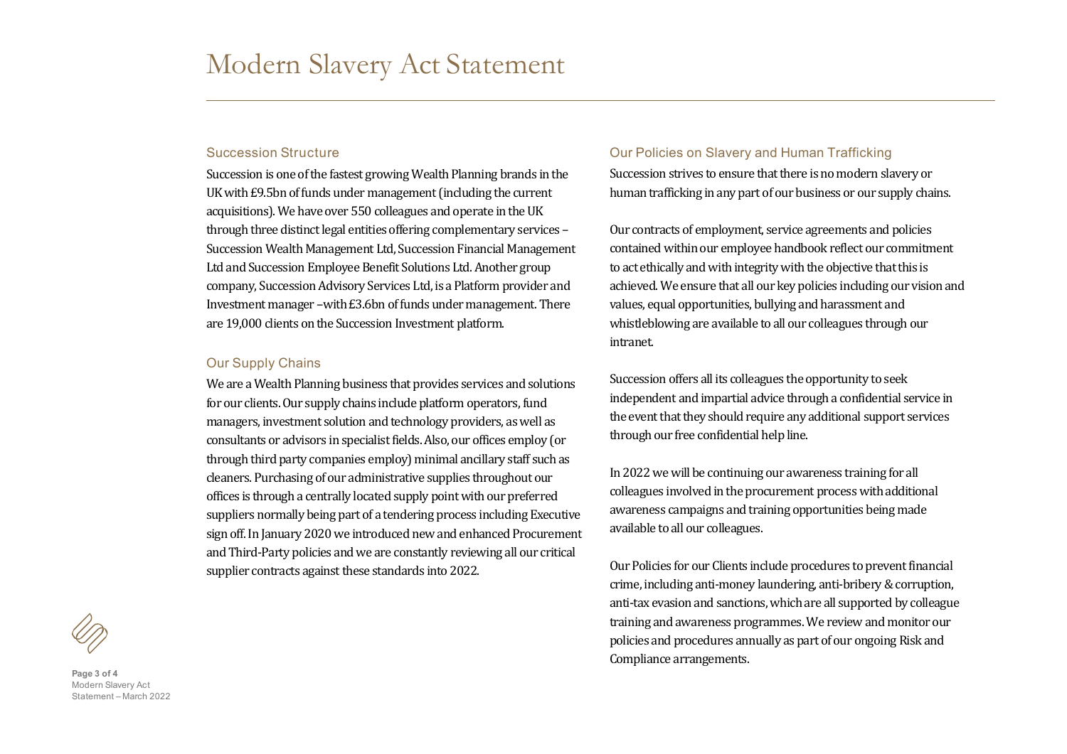# Modern Slavery Act Statement

## Succession Structure

Succession is one of the fastest growing Wealth Planning brands in the UK with £9.5bn of funds under management (including the current acquisitions). We have over 550 colleagues and operate in the UK through three distinct legal entities offering complementary services – Succession Wealth Management Ltd, Succession Financial Management Ltd and Succession Employee Benefit Solutions Ltd. Another group company, Succession Advisory Services Ltd, is a Platform provider and Investment manager –with £3.6bn of funds under management. There are 19,000 clients on the Succession Investment platform.

## Our Supply Chains

We are a Wealth Planning business that provides services and solutions for our clients. Our supply chains include platform operators, fund managers, investment solution and technology providers, as well as consultants or advisors in specialist fields. Also, our offices employ (or through third party companies employ) minimal ancillary staff such as cleaners. Purchasing of our administrative supplies throughout our offices is through a centrally located supply point with our preferred suppliers normally being part of a tendering process including Executive sign off. In January 2020 we introduced new and enhanced Procurement and Third-Party policies and we are constantly reviewing all our critical supplier contracts against these standards into 2022.

## Our Policies on Slavery and Human Trafficking

Succession strives to ensure that there is no modern slavery or human trafficking in any part of our business or our supply chains.

Our contracts of employment, service agreements and policies contained within our employee handbook reflect our commitment to act ethically and with integrity with the objective that this is achieved. We ensure that all our key policies including our vision and values, equal opportunities, bullying and harassment and whistleblowing are available to all our colleagues through our intranet.

Succession offers all its colleagues the opportunity to seek independent and impartial advice through a confidential service in the event that they should require any additional support services through our free confidential help line.

In 2022 we will be continuing our awareness training for all colleagues involved in the procurement process with additional awareness campaigns and training opportunities being made available to all our colleagues.

Our Policies for our Clients include procedures to prevent financial crime, including anti-money laundering, anti-bribery & corruption, anti-tax evasion and sanctions, which are all supported by colleague training and awareness programmes. We review and monitor our policies and procedures annually as part of our ongoing Risk and Compliance arrangements.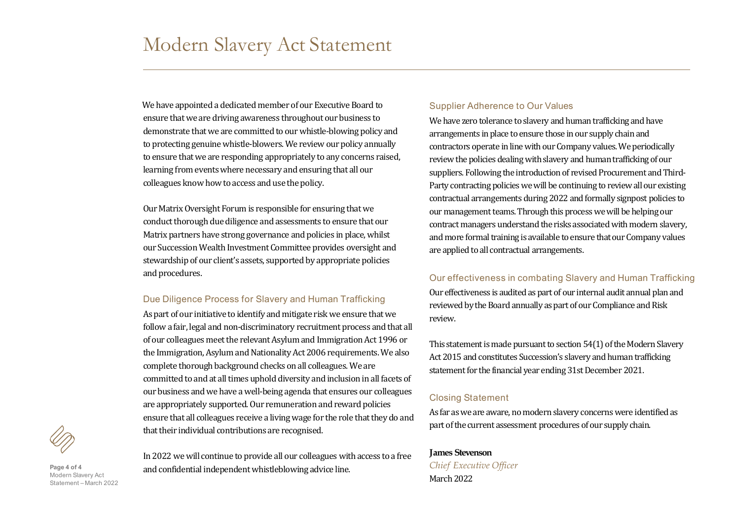# Modern Slavery Act Statement

We have appointed a dedicated member of our Executive Board to ensure that we are driving awareness throughout our business to demonstrate that we are committed to our whistle-blowing policy and to protecting genuine whistle-blowers. We review our policy annually to ensure that we are responding appropriately to any concerns raised, learning from events where necessary and ensuring that all our colleagues know how to access and use the policy.

Our Matrix Oversight Forum is responsible for ensuring that we conduct thorough due diligence and assessments to ensure that our Matrix partners have strong governance and policies in place, whilst our Succession Wealth Investment Committee provides oversight and stewardship of our client's assets, supported by appropriate policies and procedures.

## Due Diligence Process for Slavery and Human Trafficking

As part of our initiative to identify and mitigate risk we ensure that we follow a fair, legal and non-discriminatory recruitment process and that all of our colleagues meet the relevant Asylum and Immigration Act 1996 or the Immigration, Asylum and Nationality Act 2006 requirements. We also complete thorough background checks on all colleagues. We are committed to and at all times uphold diversity and inclusion in all facets of our business and we have a well-being agenda that ensures our colleagues are appropriately supported. Our remuneration and reward policies ensure that all colleagues receive a living wage for the role that they do and that their individual contributions are recognised.

In 2022 we will continue to provide all our colleagues with access to a free and confidential independent whistleblowing advice line.

## Supplier Adherence to Our Values

We have zero tolerance to slavery and human trafficking and have arrangements in place to ensure those in our supply chain and contractors operate in line with our Company values. We periodically review the policies dealing with slavery and human trafficking of our suppliers. Following the introduction of revised Procurement and Third-Party contracting policies we will be continuing to review all our existing contractual arrangements during 2022 and formally signpost policies to our management teams. Through this process we will be helping our contract managers understand the risks associated with modern slavery, and more formal training is available to ensure that our Company values are applied to all contractual arrangements.

## Our effectiveness in combating Slavery and Human Trafficking

Our effectiveness is audited as part of our internal audit annual plan and reviewed by the Board annually as part of our Compliance and Risk review.

This statement is made pursuant to section 54(1) of the Modern Slavery Act 2015 and constitutes Succession's slavery and human trafficking statement for the financial year ending 31st December 2021.

## Closing Statement

As far as we are aware, no modern slavery concerns were identified as part of the current assessment procedures of our supply chain.

**James Stevenson**
*Chief Executive Officer*
March 2022